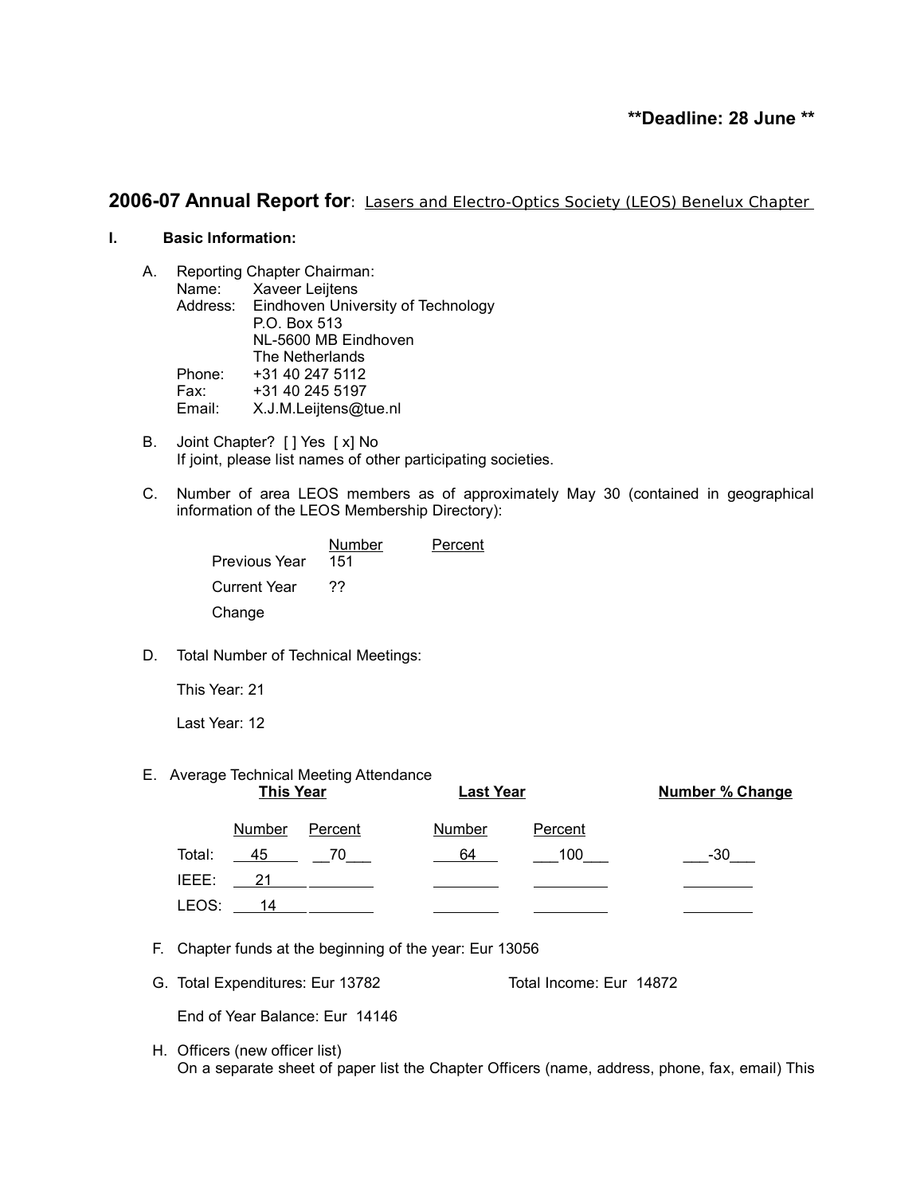**Deadline: 28 June **

## 2006-07 Annual Report for: Lasers and Electro-Optics Society (LEOS) Benelux Chapter

**I. Basic Information:**

A. Reporting Chapter Chairman:
Name: Xaveer Leijtens
Address: Eindhoven University of Technology
P.O. Box 513
NL-5600 MB Eindhoven
The Netherlands
Phone: +31 40 247 5112
Fax: +31 40 245 5197
Email: X.J.M.Leijtens@tue.nl

B. Joint Chapter? [ ] Yes [ x] No
If joint, please list names of other participating societies.

C. Number of area LEOS members as of approximately May 30 (contained in geographical information of the LEOS Membership Directory):

| | Number | Percent |
|---|---|---|
| Previous Year | 151 | |
| Current Year | ?? | |
| Change | | |

D. Total Number of Technical Meetings:

This Year: 21

Last Year: 12

E. Average Technical Meeting Attendance

| | This Year | | Last Year | | Number % Change |
|---|---|---|---|---|---|
| | Number | Percent | Number | Percent | |
| Total: | 45 | 70 | 64 | 100 | -30 |
| IEEE: | 21 | | | | |
| LEOS: | 14 | | | | |

F. Chapter funds at the beginning of the year: Eur 13056

G. Total Expenditures: Eur 13782 Total Income: Eur 14872

End of Year Balance: Eur 14146

H. Officers (new officer list)
On a separate sheet of paper list the Chapter Officers (name, address, phone, fax, email) This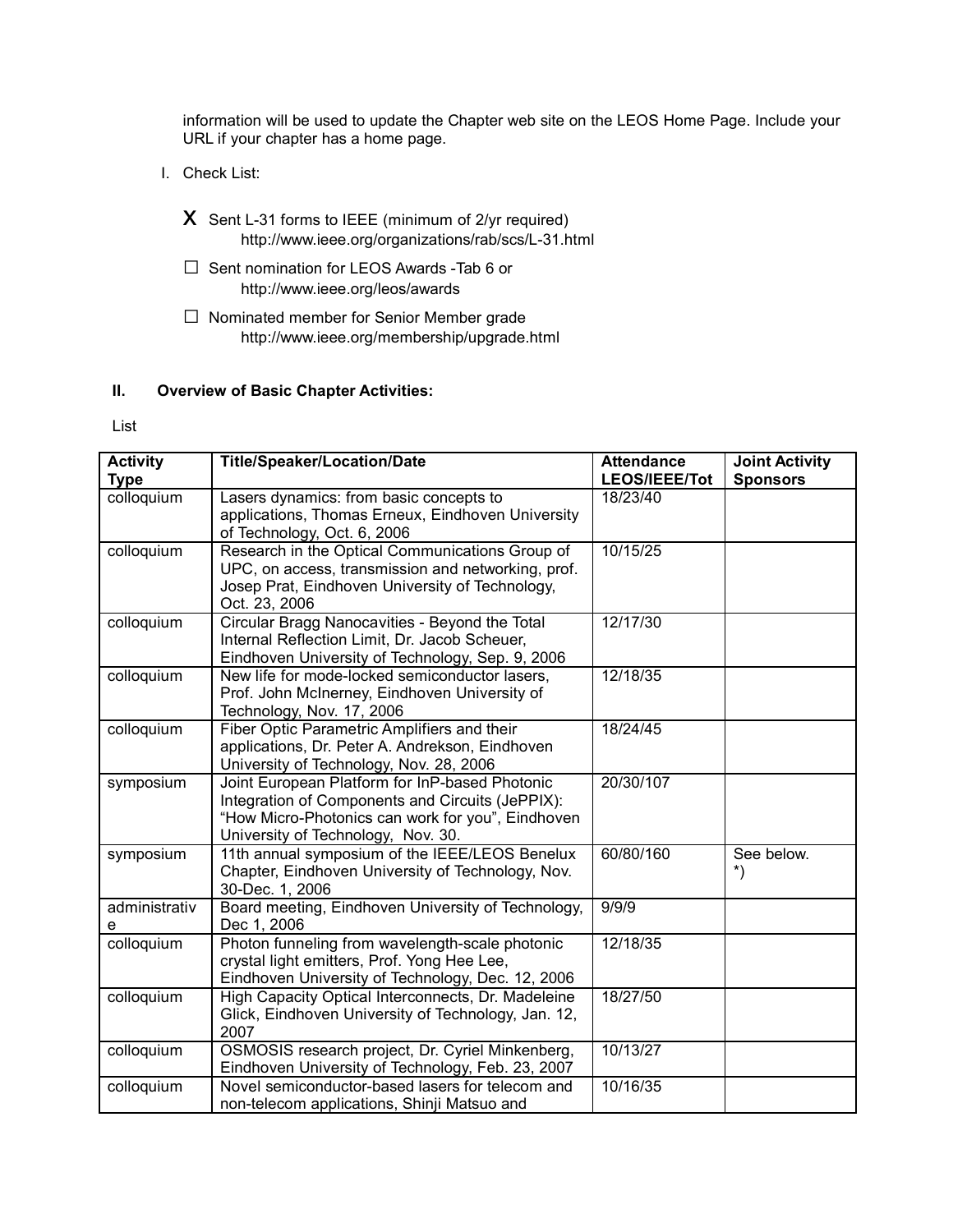information will be used to update the Chapter web site on the LEOS Home Page. Include your URL if your chapter has a home page.

I. Check List:

- X Sent L-31 forms to IEEE (minimum of 2/yr required)
  http://www.ieee.org/organizations/rab/scs/L-31.html
- ☐ Sent nomination for LEOS Awards -Tab 6 or
  http://www.ieee.org/leos/awards
- ☐ Nominated member for Senior Member grade
  http://www.ieee.org/membership/upgrade.html

## II. Overview of Basic Chapter Activities:

List

| Activity Type | Title/Speaker/Location/Date | Attendance LEOS/IEEE/Tot | Joint Activity Sponsors |
|---|---|---|---|
| colloquium | Lasers dynamics: from basic concepts to applications, Thomas Erneux, Eindhoven University of Technology, Oct. 6, 2006 | 18/23/40 | |
| colloquium | Research in the Optical Communications Group of UPC, on access, transmission and networking, prof. Josep Prat, Eindhoven University of Technology, Oct. 23, 2006 | 10/15/25 | |
| colloquium | Circular Bragg Nanocavities - Beyond the Total Internal Reflection Limit, Dr. Jacob Scheuer, Eindhoven University of Technology, Sep. 9, 2006 | 12/17/30 | |
| colloquium | New life for mode-locked semiconductor lasers, Prof. John McInerney, Eindhoven University of Technology, Nov. 17, 2006 | 12/18/35 | |
| colloquium | Fiber Optic Parametric Amplifiers and their applications, Dr. Peter A. Andrekson, Eindhoven University of Technology, Nov. 28, 2006 | 18/24/45 | |
| symposium | Joint European Platform for InP-based Photonic Integration of Components and Circuits (JePPIX): "How Micro-Photonics can work for you", Eindhoven University of Technology, Nov. 30. | 20/30/107 | |
| symposium | 11th annual symposium of the IEEE/LEOS Benelux Chapter, Eindhoven University of Technology, Nov. 30-Dec. 1, 2006 | 60/80/160 | See below. *) |
| administrative | Board meeting, Eindhoven University of Technology, Dec 1, 2006 | 9/9/9 | |
| colloquium | Photon funneling from wavelength-scale photonic crystal light emitters, Prof. Yong Hee Lee, Eindhoven University of Technology, Dec. 12, 2006 | 12/18/35 | |
| colloquium | High Capacity Optical Interconnects, Dr. Madeleine Glick, Eindhoven University of Technology, Jan. 12, 2007 | 18/27/50 | |
| colloquium | OSMOSIS research project, Dr. Cyriel Minkenberg, Eindhoven University of Technology, Feb. 23, 2007 | 10/13/27 | |
| colloquium | Novel semiconductor-based lasers for telecom and non-telecom applications, Shinji Matsuo and | 10/16/35 | |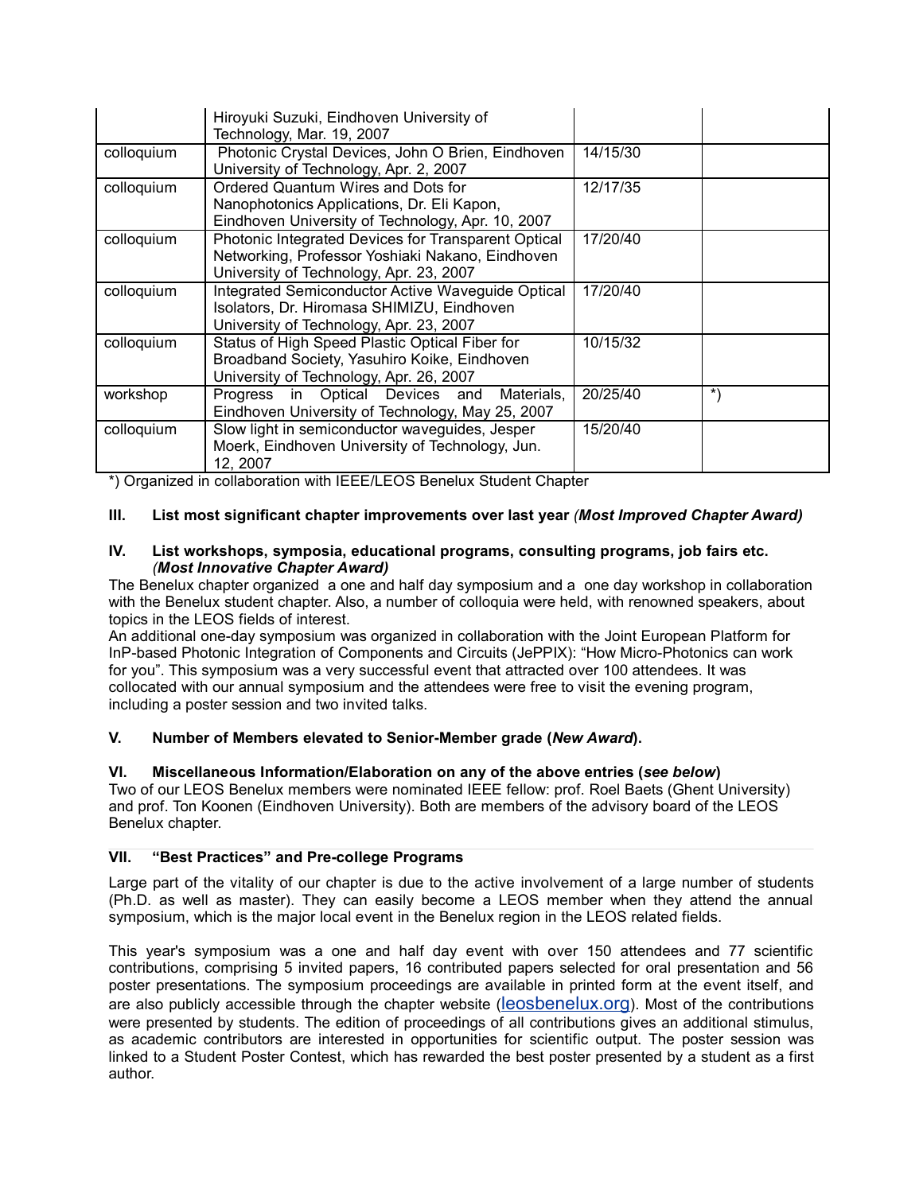| | | | |
|---|---|---|---|
| | Hiroyuki Suzuki, Eindhoven University of Technology, Mar. 19, 2007 | | |
| colloquium | Photonic Crystal Devices, John O Brien, Eindhoven University of Technology, Apr. 2, 2007 | 14/15/30 | |
| colloquium | Ordered Quantum Wires and Dots for Nanophotonics Applications, Dr. Eli Kapon, Eindhoven University of Technology, Apr. 10, 2007 | 12/17/35 | |
| colloquium | Photonic Integrated Devices for Transparent Optical Networking, Professor Yoshiaki Nakano, Eindhoven University of Technology, Apr. 23, 2007 | 17/20/40 | |
| colloquium | Integrated Semiconductor Active Waveguide Optical Isolators, Dr. Hiromasa SHIMIZU, Eindhoven University of Technology, Apr. 23, 2007 | 17/20/40 | |
| colloquium | Status of High Speed Plastic Optical Fiber for Broadband Society, Yasuhiro Koike, Eindhoven University of Technology, Apr. 26, 2007 | 10/15/32 | |
| workshop | Progress in Optical Devices and Materials, Eindhoven University of Technology, May 25, 2007 | 20/25/40 | *) |
| colloquium | Slow light in semiconductor waveguides, Jesper Moerk, Eindhoven University of Technology, Jun. 12, 2007 | 15/20/40 | |

*) Organized in collaboration with IEEE/LEOS Benelux Student Chapter

**III. List most significant chapter improvements over last year *(Most Improved Chapter Award)***

**IV. List workshops, symposia, educational programs, consulting programs, job fairs etc. *(Most Innovative Chapter Award)***

The Benelux chapter organized a one and half day symposium and a one day workshop in collaboration with the Benelux student chapter. Also, a number of colloquia were held, with renowned speakers, about topics in the LEOS fields of interest.

An additional one-day symposium was organized in collaboration with the Joint European Platform for InP-based Photonic Integration of Components and Circuits (JePPIX): "How Micro-Photonics can work for you". This symposium was a very successful event that attracted over 100 attendees. It was collocated with our annual symposium and the attendees were free to visit the evening program, including a poster session and two invited talks.

**V. Number of Members elevated to Senior-Member grade (*New Award*).**

**VI. Miscellaneous Information/Elaboration on any of the above entries (*see below*)**

Two of our LEOS Benelux members were nominated IEEE fellow: prof. Roel Baets (Ghent University) and prof. Ton Koonen (Eindhoven University). Both are members of the advisory board of the LEOS Benelux chapter.

**VII. "Best Practices" and Pre-college Programs**

Large part of the vitality of our chapter is due to the active involvement of a large number of students (Ph.D. as well as master). They can easily become a LEOS member when they attend the annual symposium, which is the major local event in the Benelux region in the LEOS related fields.

This year's symposium was a one and half day event with over 150 attendees and 77 scientific contributions, comprising 5 invited papers, 16 contributed papers selected for oral presentation and 56 poster presentations. The symposium proceedings are available in printed form at the event itself, and are also publicly accessible through the chapter website (leosbenelux.org). Most of the contributions were presented by students. The edition of proceedings of all contributions gives an additional stimulus, as academic contributors are interested in opportunities for scientific output. The poster session was linked to a Student Poster Contest, which has rewarded the best poster presented by a student as a first author.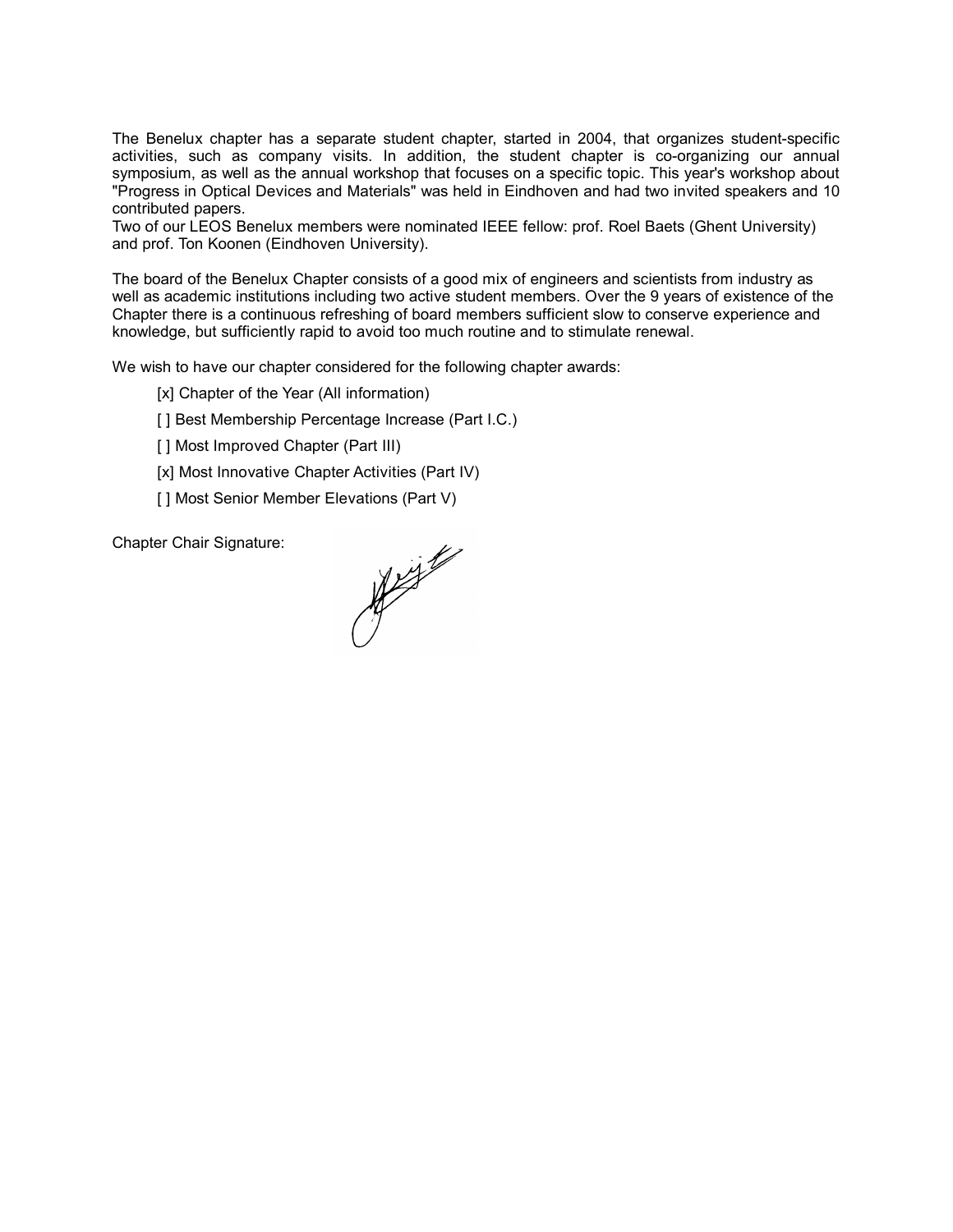The Benelux chapter has a separate student chapter, started in 2004, that organizes student-specific activities, such as company visits. In addition, the student chapter is co-organizing our annual symposium, as well as the annual workshop that focuses on a specific topic. This year's workshop about "Progress in Optical Devices and Materials" was held in Eindhoven and had two invited speakers and 10 contributed papers.
Two of our LEOS Benelux members were nominated IEEE fellow: prof. Roel Baets (Ghent University) and prof. Ton Koonen (Eindhoven University).

The board of the Benelux Chapter consists of a good mix of engineers and scientists from industry as well as academic institutions including two active student members. Over the 9 years of existence of the Chapter there is a continuous refreshing of board members sufficient slow to conserve experience and knowledge, but sufficiently rapid to avoid too much routine and to stimulate renewal.

We wish to have our chapter considered for the following chapter awards:

[x] Chapter of the Year (All information)

[ ] Best Membership Percentage Increase (Part I.C.)

[ ] Most Improved Chapter (Part III)

[x] Most Innovative Chapter Activities (Part IV)

[ ] Most Senior Member Elevations (Part V)

Chapter Chair Signature: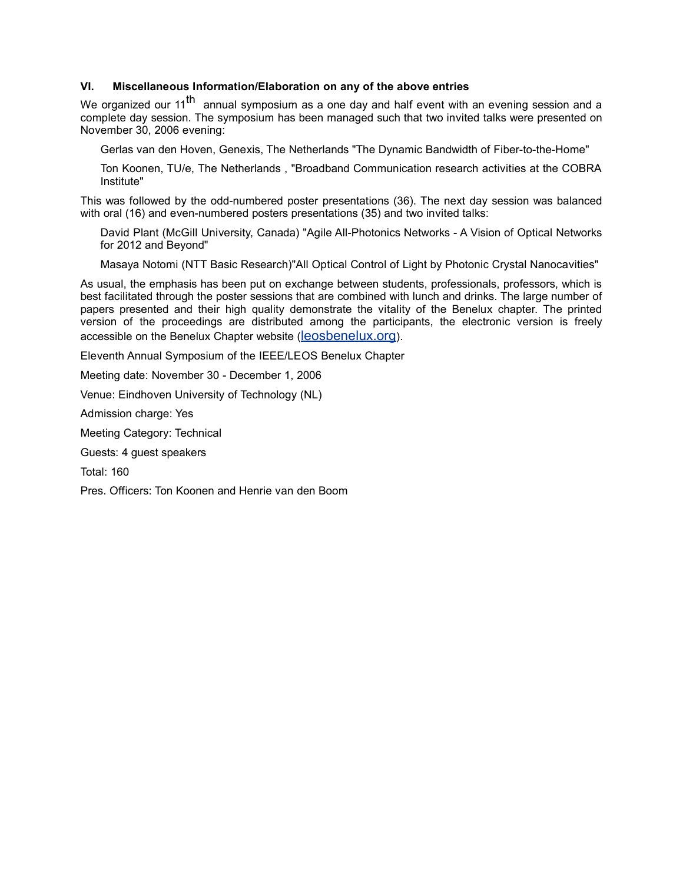### VI. Miscellaneous Information/Elaboration on any of the above entries

We organized our 11$^{th}$ annual symposium as a one day and half event with an evening session and a complete day session. The symposium has been managed such that two invited talks were presented on November 30, 2006 evening:

> Gerlas van den Hoven, Genexis, The Netherlands "The Dynamic Bandwidth of Fiber-to-the-Home"
>
> Ton Koonen, TU/e, The Netherlands , "Broadband Communication research activities at the COBRA Institute"

This was followed by the odd-numbered poster presentations (36). The next day session was balanced with oral (16) and even-numbered posters presentations (35) and two invited talks:

> David Plant (McGill University, Canada) "Agile All-Photonics Networks - A Vision of Optical Networks for 2012 and Beyond"
>
> Masaya Notomi (NTT Basic Research)"All Optical Control of Light by Photonic Crystal Nanocavities"

As usual, the emphasis has been put on exchange between students, professionals, professors, which is best facilitated through the poster sessions that are combined with lunch and drinks. The large number of papers presented and their high quality demonstrate the vitality of the Benelux chapter. The printed version of the proceedings are distributed among the participants, the electronic version is freely accessible on the Benelux Chapter website (leosbenelux.org).

Eleventh Annual Symposium of the IEEE/LEOS Benelux Chapter

Meeting date: November 30 - December 1, 2006

Venue: Eindhoven University of Technology (NL)

Admission charge: Yes

Meeting Category: Technical

Guests: 4 guest speakers

Total: 160

Pres. Officers: Ton Koonen and Henrie van den Boom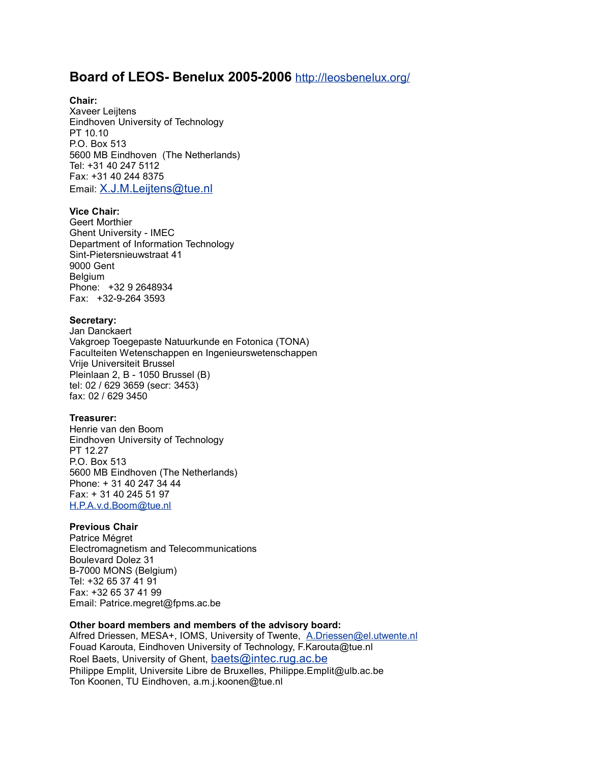# Board of LEOS- Benelux 2005-2006 http://leosbenelux.org/

**Chair:**
Xaveer Leijtens
Eindhoven University of Technology
PT 10.10
P.O. Box 513
5600 MB Eindhoven (The Netherlands)
Tel: +31 40 247 5112
Fax: +31 40 244 8375
Email: X.J.M.Leijtens@tue.nl

**Vice Chair:**
Geert Morthier
Ghent University - IMEC
Department of Information Technology
Sint-Pietersnieuwstraat 41
9000 Gent
Belgium
Phone: +32 9 2648934
Fax: +32-9-264 3593

**Secretary:**
Jan Danckaert
Vakgroep Toegepaste Natuurkunde en Fotonica (TONA)
Faculteiten Wetenschappen en Ingenieurswetenschappen
Vrije Universiteit Brussel
Pleinlaan 2, B - 1050 Brussel (B)
tel: 02 / 629 3659 (secr: 3453)
fax: 02 / 629 3450

**Treasurer:**
Henrie van den Boom
Eindhoven University of Technology
PT 12.27
P.O. Box 513
5600 MB Eindhoven (The Netherlands)
Phone: + 31 40 247 34 44
Fax: + 31 40 245 51 97
H.P.A.v.d.Boom@tue.nl

**Previous Chair**
Patrice Mégret
Electromagnetism and Telecommunications
Boulevard Dolez 31
B-7000 MONS (Belgium)
Tel: +32 65 37 41 91
Fax: +32 65 37 41 99
Email: Patrice.megret@fpms.ac.be

**Other board members and members of the advisory board:**
Alfred Driessen, MESA+, IOMS, University of Twente, A.Driessen@el.utwente.nl
Fouad Karouta, Eindhoven University of Technology, F.Karouta@tue.nl
Roel Baets, University of Ghent, baets@intec.rug.ac.be
Philippe Emplit, Universite Libre de Bruxelles, Philippe.Emplit@ulb.ac.be
Ton Koonen, TU Eindhoven, a.m.j.koonen@tue.nl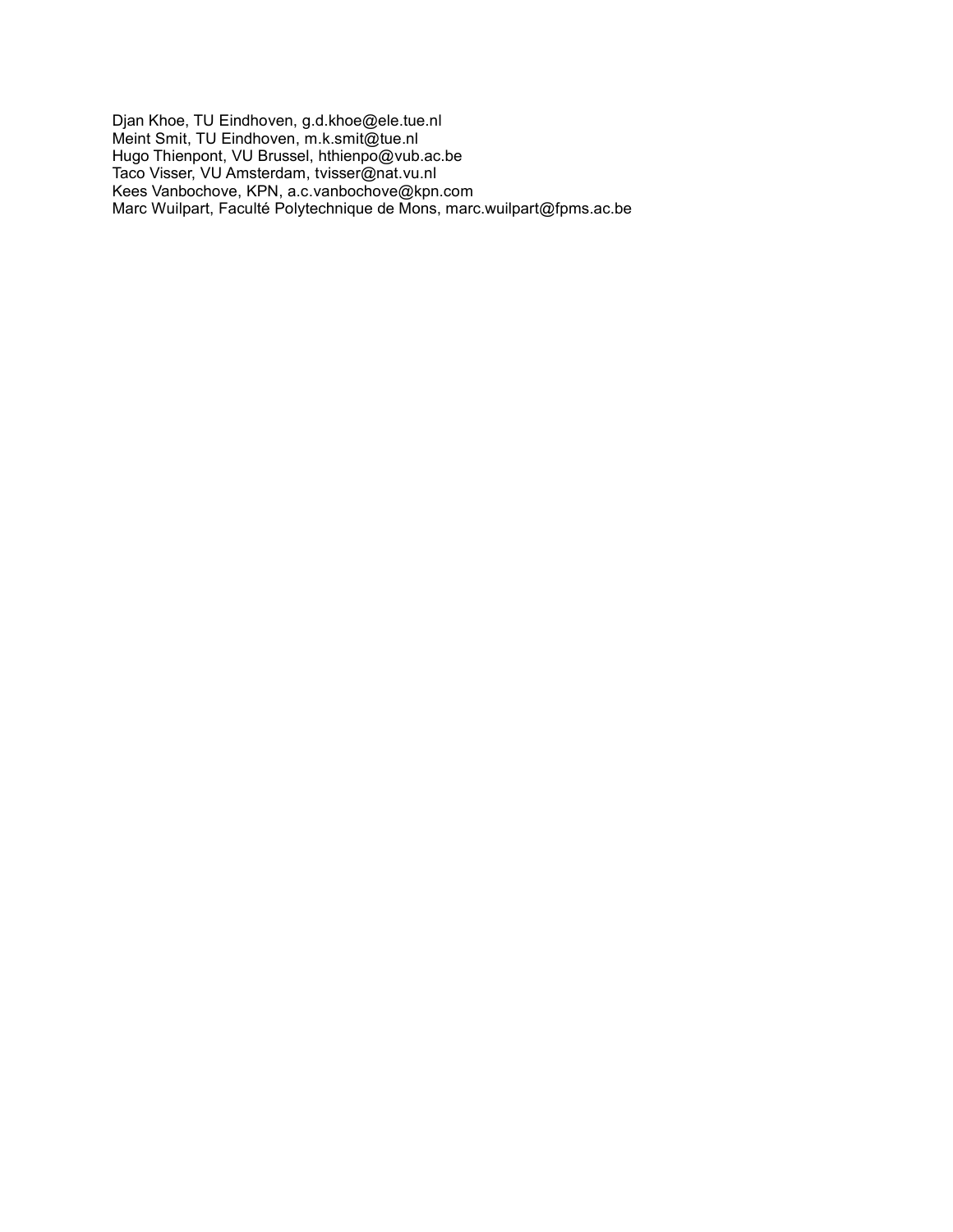Djan Khoe, TU Eindhoven, g.d.khoe@ele.tue.nl
Meint Smit, TU Eindhoven, m.k.smit@tue.nl
Hugo Thienpont, VU Brussel, hthienpo@vub.ac.be
Taco Visser, VU Amsterdam, tvisser@nat.vu.nl
Kees Vanbochove, KPN, a.c.vanbochove@kpn.com
Marc Wuilpart, Faculté Polytechnique de Mons, marc.wuilpart@fpms.ac.be